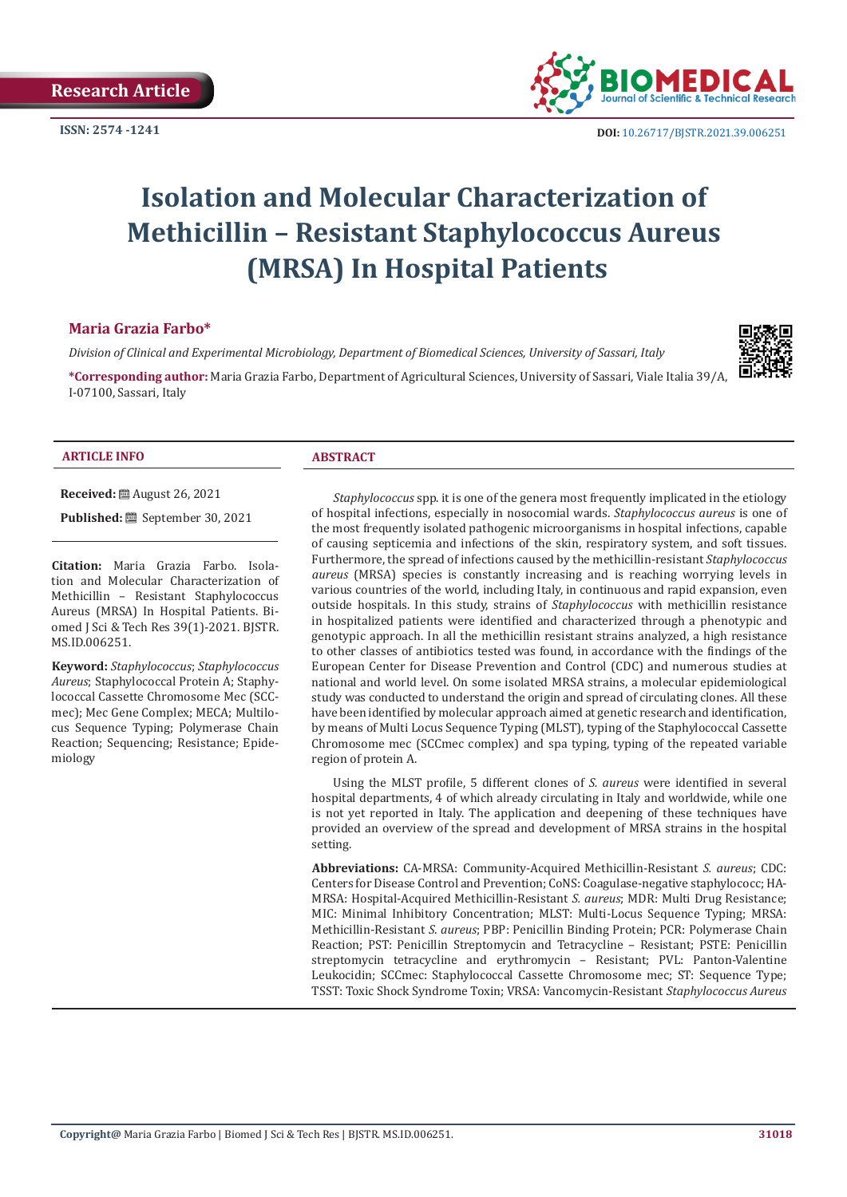Research Article

ISSN: 2574 -1241

DOI: 10.26717/BJSTR.2021.39.006251

# Isolation and Molecular Characterization of Methicillin – Resistant Staphylococcus Aureus (MRSA) In Hospital Patients

**Maria Grazia Farbo***

*Division of Clinical and Experimental Microbiology, Department of Biomedical Sciences, University of Sassari, Italy*

***Corresponding author:** Maria Grazia Farbo, Department of Agricultural Sciences, University of Sassari, Viale Italia 39/A, I-07100, Sassari, Italy

### ARTICLE INFO

**Received:** August 26, 2021

**Published:** September 30, 2021

**Citation:** Maria Grazia Farbo. Isolation and Molecular Characterization of Methicillin – Resistant Staphylococcus Aureus (MRSA) In Hospital Patients. Biomed J Sci & Tech Res 39(1)-2021. BJSTR. MS.ID.006251.

**Keyword:** *Staphylococcus*; *Staphylococcus Aureus*; Staphylococcal Protein A; Staphylococcal Cassette Chromosome Mec (SCCmec); Mec Gene Complex; MECA; Multilocus Sequence Typing; Polymerase Chain Reaction; Sequencing; Resistance; Epidemiology

### ABSTRACT

*Staphylococcus* spp. it is one of the genera most frequently implicated in the etiology of hospital infections, especially in nosocomial wards. *Staphylococcus aureus* is one of the most frequently isolated pathogenic microorganisms in hospital infections, capable of causing septicemia and infections of the skin, respiratory system, and soft tissues. Furthermore, the spread of infections caused by the methicillin-resistant *Staphylococcus aureus* (MRSA) species is constantly increasing and is reaching worrying levels in various countries of the world, including Italy, in continuous and rapid expansion, even outside hospitals. In this study, strains of *Staphylococcus* with methicillin resistance in hospitalized patients were identified and characterized through a phenotypic and genotypic approach. In all the methicillin resistant strains analyzed, a high resistance to other classes of antibiotics tested was found, in accordance with the findings of the European Center for Disease Prevention and Control (CDC) and numerous studies at national and world level. On some isolated MRSA strains, a molecular epidemiological study was conducted to understand the origin and spread of circulating clones. All these have been identified by molecular approach aimed at genetic research and identification, by means of Multi Locus Sequence Typing (MLST), typing of the Staphylococcal Cassette Chromosome mec (SCCmec complex) and spa typing, typing of the repeated variable region of protein A.

Using the MLST profile, 5 different clones of *S. aureus* were identified in several hospital departments, 4 of which already circulating in Italy and worldwide, while one is not yet reported in Italy. The application and deepening of these techniques have provided an overview of the spread and development of MRSA strains in the hospital setting.

**Abbreviations:** CA-MRSA: Community-Acquired Methicillin-Resistant *S. aureus*; CDC: Centers for Disease Control and Prevention; CoNS: Coagulase-negative staphylococc; HA-MRSA: Hospital-Acquired Methicillin-Resistant *S. aureus*; MDR: Multi Drug Resistance; MIC: Minimal Inhibitory Concentration; MLST: Multi-Locus Sequence Typing; MRSA: Methicillin-Resistant *S. aureus*; PBP: Penicillin Binding Protein; PCR: Polymerase Chain Reaction; PST: Penicillin Streptomycin and Tetracycline – Resistant; PSTE: Penicillin streptomycin tetracycline and erythromycin – Resistant; PVL: Panton-Valentine Leukocidin; SCCmec: Staphylococcal Cassette Chromosome mec; ST: Sequence Type; TSST: Toxic Shock Syndrome Toxin; VRSA: Vancomycin-Resistant *Staphylococcus Aureus*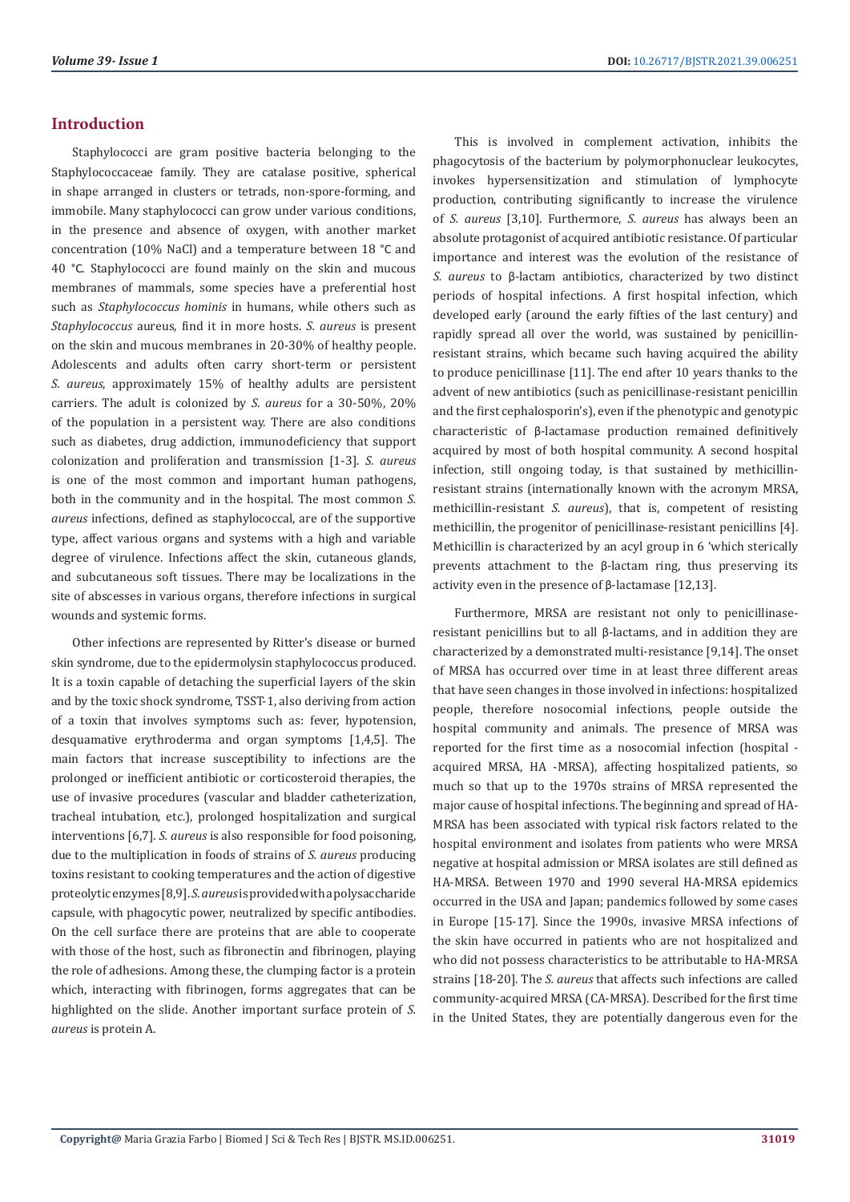## Introduction

Staphylococci are gram positive bacteria belonging to the Staphylococcaceae family. They are catalase positive, spherical in shape arranged in clusters or tetrads, non-spore-forming, and immobile. Many staphylococci can grow under various conditions, in the presence and absence of oxygen, with another market concentration (10% NaCl) and a temperature between 18 °C and 40 °C. Staphylococci are found mainly on the skin and mucous membranes of mammals, some species have a preferential host such as *Staphylococcus hominis* in humans, while others such as *Staphylococcus* aureus, find it in more hosts. *S. aureus* is present on the skin and mucous membranes in 20-30% of healthy people. Adolescents and adults often carry short-term or persistent *S. aureus*, approximately 15% of healthy adults are persistent carriers. The adult is colonized by *S. aureus* for a 30-50%, 20% of the population in a persistent way. There are also conditions such as diabetes, drug addiction, immunodeficiency that support colonization and proliferation and transmission [1-3]. *S. aureus* is one of the most common and important human pathogens, both in the community and in the hospital. The most common *S. aureus* infections, defined as staphylococcal, are of the supportive type, affect various organs and systems with a high and variable degree of virulence. Infections affect the skin, cutaneous glands, and subcutaneous soft tissues. There may be localizations in the site of abscesses in various organs, therefore infections in surgical wounds and systemic forms.

Other infections are represented by Ritter's disease or burned skin syndrome, due to the epidermolysin staphylococcus produced. It is a toxin capable of detaching the superficial layers of the skin and by the toxic shock syndrome, TSST-1, also deriving from action of a toxin that involves symptoms such as: fever, hypotension, desquamative erythroderma and organ symptoms [1,4,5]. The main factors that increase susceptibility to infections are the prolonged or inefficient antibiotic or corticosteroid therapies, the use of invasive procedures (vascular and bladder catheterization, tracheal intubation, etc.), prolonged hospitalization and surgical interventions [6,7]. *S. aureus* is also responsible for food poisoning, due to the multiplication in foods of strains of *S. aureus* producing toxins resistant to cooking temperatures and the action of digestive proteolytic enzymes [8,9]. *S. aureus* is provided with a polysaccharide capsule, with phagocytic power, neutralized by specific antibodies. On the cell surface there are proteins that are able to cooperate with those of the host, such as fibronectin and fibrinogen, playing the role of adhesions. Among these, the clumping factor is a protein which, interacting with fibrinogen, forms aggregates that can be highlighted on the slide. Another important surface protein of *S. aureus* is protein A.

This is involved in complement activation, inhibits the phagocytosis of the bacterium by polymorphonuclear leukocytes, invokes hypersensitization and stimulation of lymphocyte production, contributing significantly to increase the virulence of *S. aureus* [3,10]. Furthermore, *S. aureus* has always been an absolute protagonist of acquired antibiotic resistance. Of particular importance and interest was the evolution of the resistance of *S. aureus* to β-lactam antibiotics, characterized by two distinct periods of hospital infections. A first hospital infection, which developed early (around the early fifties of the last century) and rapidly spread all over the world, was sustained by penicillin-resistant strains, which became such having acquired the ability to produce penicillinase [11]. The end after 10 years thanks to the advent of new antibiotics (such as penicillinase-resistant penicillin and the first cephalosporin's), even if the phenotypic and genotypic characteristic of β-lactamase production remained definitively acquired by most of both hospital community. A second hospital infection, still ongoing today, is that sustained by methicillin-resistant strains (internationally known with the acronym MRSA, methicillin-resistant *S. aureus*), that is, competent of resisting methicillin, the progenitor of penicillinase-resistant penicillins [4]. Methicillin is characterized by an acyl group in 6 'which sterically prevents attachment to the β-lactam ring, thus preserving its activity even in the presence of β-lactamase [12,13].

Furthermore, MRSA are resistant not only to penicillinase-resistant penicillins but to all β-lactams, and in addition they are characterized by a demonstrated multi-resistance [9,14]. The onset of MRSA has occurred over time in at least three different areas that have seen changes in those involved in infections: hospitalized people, therefore nosocomial infections, people outside the hospital community and animals. The presence of MRSA was reported for the first time as a nosocomial infection (hospital - acquired MRSA, HA -MRSA), affecting hospitalized patients, so much so that up to the 1970s strains of MRSA represented the major cause of hospital infections. The beginning and spread of HA-MRSA has been associated with typical risk factors related to the hospital environment and isolates from patients who were MRSA negative at hospital admission or MRSA isolates are still defined as HA-MRSA. Between 1970 and 1990 several HA-MRSA epidemics occurred in the USA and Japan; pandemics followed by some cases in Europe [15-17]. Since the 1990s, invasive MRSA infections of the skin have occurred in patients who are not hospitalized and who did not possess characteristics to be attributable to HA-MRSA strains [18-20]. The *S. aureus* that affects such infections are called community-acquired MRSA (CA-MRSA). Described for the first time in the United States, they are potentially dangerous even for the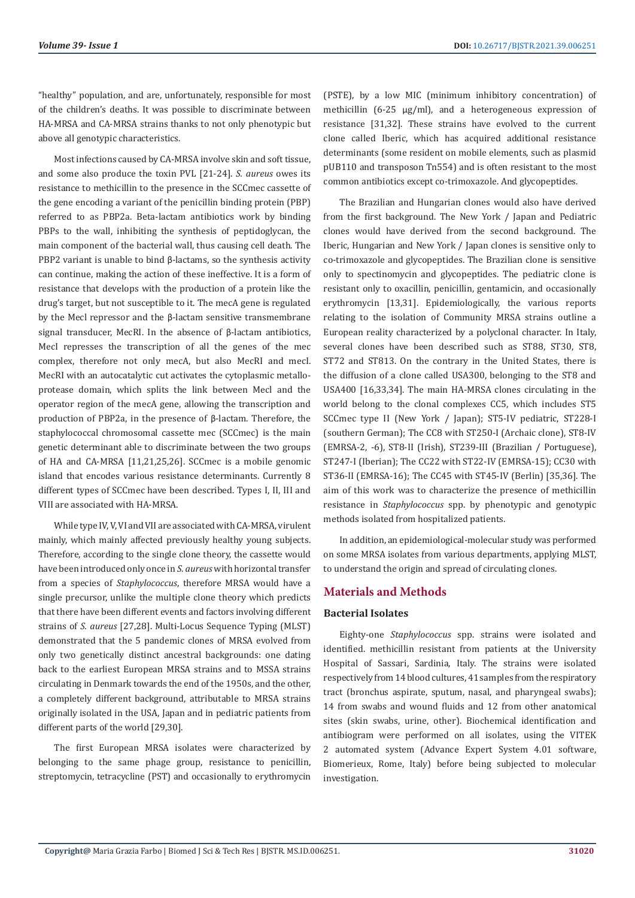"healthy" population, and are, unfortunately, responsible for most of the children's deaths. It was possible to discriminate between HA-MRSA and CA-MRSA strains thanks to not only phenotypic but above all genotypic characteristics.

Most infections caused by CA-MRSA involve skin and soft tissue, and some also produce the toxin PVL [21-24]. *S. aureus* owes its resistance to methicillin to the presence in the SCCmec cassette of the gene encoding a variant of the penicillin binding protein (PBP) referred to as PBP2a. Beta-lactam antibiotics work by binding PBPs to the wall, inhibiting the synthesis of peptidoglycan, the main component of the bacterial wall, thus causing cell death. The PBP2 variant is unable to bind β-lactams, so the synthesis activity can continue, making the action of these ineffective. It is a form of resistance that develops with the production of a protein like the drug's target, but not susceptible to it. The mecA gene is regulated by the Mecl repressor and the β-lactam sensitive transmembrane signal transducer, MecRI. In the absence of β-lactam antibiotics, Mecl represses the transcription of all the genes of the mec complex, therefore not only mecA, but also MecRI and mecl. MecRI with an autocatalytic cut activates the cytoplasmic metallo-protease domain, which splits the link between Mecl and the operator region of the mecA gene, allowing the transcription and production of PBP2a, in the presence of β-lactam. Therefore, the staphylococcal chromosomal cassette mec (SCCmec) is the main genetic determinant able to discriminate between the two groups of HA and CA-MRSA [11,21,25,26]. SCCmec is a mobile genomic island that encodes various resistance determinants. Currently 8 different types of SCCmec have been described. Types I, II, III and VIII are associated with HA-MRSA.

While type IV, V, VI and VII are associated with CA-MRSA, virulent mainly, which mainly affected previously healthy young subjects. Therefore, according to the single clone theory, the cassette would have been introduced only once in *S. aureus* with horizontal transfer from a species of *Staphylococcus*, therefore MRSA would have a single precursor, unlike the multiple clone theory which predicts that there have been different events and factors involving different strains of *S. aureus* [27,28]. Multi-Locus Sequence Typing (MLST) demonstrated that the 5 pandemic clones of MRSA evolved from only two genetically distinct ancestral backgrounds: one dating back to the earliest European MRSA strains and to MSSA strains circulating in Denmark towards the end of the 1950s, and the other, a completely different background, attributable to MRSA strains originally isolated in the USA, Japan and in pediatric patients from different parts of the world [29,30].

The first European MRSA isolates were characterized by belonging to the same phage group, resistance to penicillin, streptomycin, tetracycline (PST) and occasionally to erythromycin (PSTE), by a low MIC (minimum inhibitory concentration) of methicillin (6-25 μg/ml), and a heterogeneous expression of resistance [31,32]. These strains have evolved to the current clone called Iberic, which has acquired additional resistance determinants (some resident on mobile elements, such as plasmid pUB110 and transposon Tn554) and is often resistant to the most common antibiotics except co-trimoxazole. And glycopeptides.

The Brazilian and Hungarian clones would also have derived from the first background. The New York / Japan and Pediatric clones would have derived from the second background. The Iberic, Hungarian and New York / Japan clones is sensitive only to co-trimoxazole and glycopeptides. The Brazilian clone is sensitive only to spectinomycin and glycopeptides. The pediatric clone is resistant only to oxacillin, penicillin, gentamicin, and occasionally erythromycin [13,31]. Epidemiologically, the various reports relating to the isolation of Community MRSA strains outline a European reality characterized by a polyclonal character. In Italy, several clones have been described such as ST88, ST30, ST8, ST72 and ST813. On the contrary in the United States, there is the diffusion of a clone called USA300, belonging to the ST8 and USA400 [16,33,34]. The main HA-MRSA clones circulating in the world belong to the clonal complexes CC5, which includes ST5 SCCmec type II (New York / Japan); ST5-IV pediatric, ST228-I (southern German); The CC8 with ST250-I (Archaic clone), ST8-IV (EMRSA-2, -6), ST8-II (Irish), ST239-III (Brazilian / Portuguese), ST247-I (Iberian); The CC22 with ST22-IV (EMRSA-15); CC30 with ST36-II (EMRSA-16); The CC45 with ST45-IV (Berlin) [35,36]. The aim of this work was to characterize the presence of methicillin resistance in *Staphylococcus* spp. by phenotypic and genotypic methods isolated from hospitalized patients.

In addition, an epidemiological-molecular study was performed on some MRSA isolates from various departments, applying MLST, to understand the origin and spread of circulating clones.

## Materials and Methods

### Bacterial Isolates

Eighty-one *Staphylococcus* spp. strains were isolated and identified. methicillin resistant from patients at the University Hospital of Sassari, Sardinia, Italy. The strains were isolated respectively from 14 blood cultures, 41 samples from the respiratory tract (bronchus aspirate, sputum, nasal, and pharyngeal swabs); 14 from swabs and wound fluids and 12 from other anatomical sites (skin swabs, urine, other). Biochemical identification and antibiogram were performed on all isolates, using the VITEK 2 automated system (Advance Expert System 4.01 software, Biomerieux, Rome, Italy) before being subjected to molecular investigation.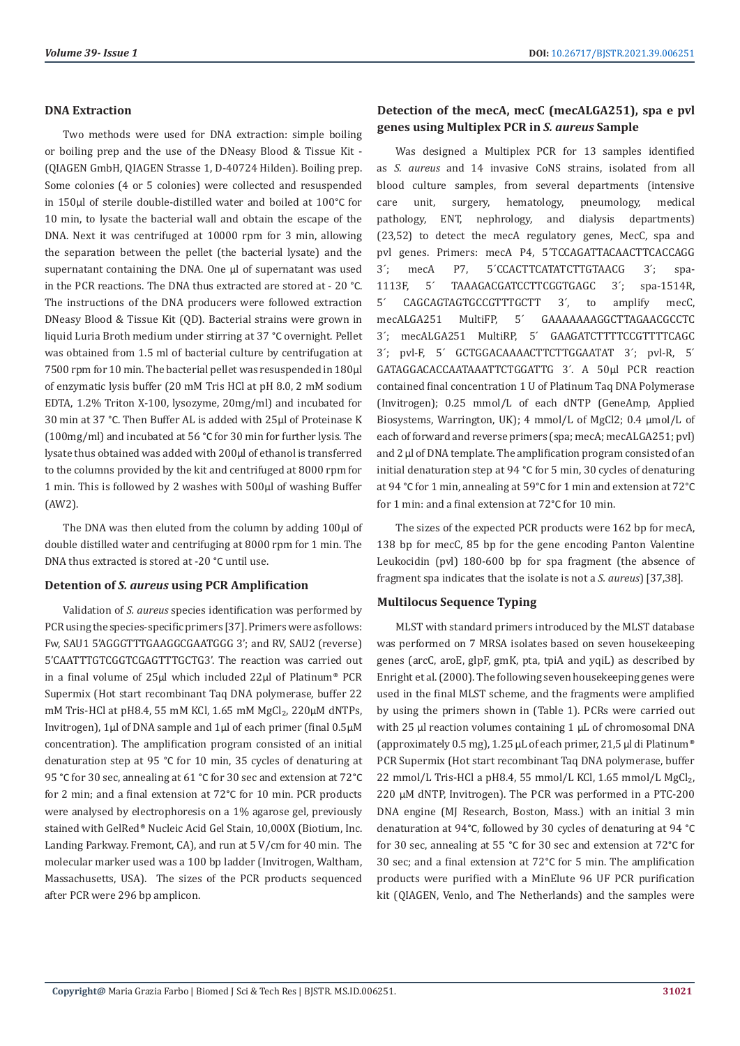### DNA Extraction

Two methods were used for DNA extraction: simple boiling or boiling prep and the use of the DNeasy Blood & Tissue Kit - (QIAGEN GmbH, QIAGEN Strasse 1, D-40724 Hilden). Boiling prep. Some colonies (4 or 5 colonies) were collected and resuspended in 150µl of sterile double-distilled water and boiled at 100°C for 10 min, to lysate the bacterial wall and obtain the escape of the DNA. Next it was centrifuged at 10000 rpm for 3 min, allowing the separation between the pellet (the bacterial lysate) and the supernatant containing the DNA. One µl of supernatant was used in the PCR reactions. The DNA thus extracted are stored at - 20 °C. The instructions of the DNA producers were followed extraction DNeasy Blood & Tissue Kit (QD). Bacterial strains were grown in liquid Luria Broth medium under stirring at 37 °C overnight. Pellet was obtained from 1.5 ml of bacterial culture by centrifugation at 7500 rpm for 10 min. The bacterial pellet was resuspended in 180µl of enzymatic lysis buffer (20 mM Tris HCl at pH 8.0, 2 mM sodium EDTA, 1.2% Triton X-100, lysozyme, 20mg/ml) and incubated for 30 min at 37 °C. Then Buffer AL is added with 25µl of Proteinase K (100mg/ml) and incubated at 56 °C for 30 min for further lysis. The lysate thus obtained was added with 200µl of ethanol is transferred to the columns provided by the kit and centrifuged at 8000 rpm for 1 min. This is followed by 2 washes with 500µl of washing Buffer (AW2).

The DNA was then eluted from the column by adding 100µl of double distilled water and centrifuging at 8000 rpm for 1 min. The DNA thus extracted is stored at -20 °C until use.

### Detention of *S. aureus* using PCR Amplification

Validation of *S. aureus* species identification was performed by PCR using the species-specific primers [37]. Primers were as follows: Fw, SAU1 5'AGGGTTTGAAGGCGAATGGG 3'; and RV, SAU2 (reverse) 5'CAATTTGTCGGTCGAGTTTGCTG3'. The reaction was carried out in a final volume of 25µl which included 22µl of Platinum® PCR Supermix (Hot start recombinant Taq DNA polymerase, buffer 22 mM Tris-HCl at pH8.4, 55 mM KCl, 1.65 mM $MgCl_2$, 220µM dNTPs, Invitrogen), 1µl of DNA sample and 1µl of each primer (final 0.5µM concentration). The amplification program consisted of an initial denaturation step at 95 °C for 10 min, 35 cycles of denaturing at 95 °C for 30 sec, annealing at 61 °C for 30 sec and extension at 72°C for 2 min; and a final extension at 72°C for 10 min. PCR products were analysed by electrophoresis on a 1% agarose gel, previously stained with GelRed® Nucleic Acid Gel Stain, 10,000X (Biotium, Inc. Landing Parkway. Fremont, CA), and run at 5 V/cm for 40 min. The molecular marker used was a 100 bp ladder (Invitrogen, Waltham, Massachusetts, USA). The sizes of the PCR products sequenced after PCR were 296 bp amplicon.

### Detection of the mecA, mecC (mecALGA251), spa e pvl genes using Multiplex PCR in *S. aureus* Sample

Was designed a Multiplex PCR for 13 samples identified as *S. aureus* and 14 invasive CoNS strains, isolated from all blood culture samples, from several departments (intensive care unit, surgery, hematology, pneumology, medical pathology, ENT, nephrology, and dialysis departments) (23,52) to detect the mecA regulatory genes, MecC, spa and pvl genes. Primers: mecA P4, 5´TCCAGATTACAACTTCACCAGG 3´; mecA P7, 5´CCACTTCATATCTTGTAACG 3´; spa-1113F, 5´ TAAAGACGATCCTTCGGTGAGC 3´; spa-1514R, 5´ CAGCAGTAGTGCCGTTTGCTT 3´, to amplify mecC, mecALGA251 MultiFP, 5´ GAAAAAAAGGCTTAGAACGCCTC 3´; mecALGA251 MultiRP, 5´ GAAGATCTTTTCCGTTTTCAGC 3´; pvl-F, 5´ GCTGGACAAAACTTCTTGGAATAT 3´; pvl-R, 5´ GATAGGACACCAATAAATTCTGGATTG 3´. A 50µl PCR reaction contained final concentration 1 U of Platinum Taq DNA Polymerase (Invitrogen); 0.25 mmol/L of each dNTP (GeneAmp, Applied Biosystems, Warrington, UK); 4 mmol/L of MgCl2; 0.4 µmol/L of each of forward and reverse primers (spa; mecA; mecALGA251; pvl) and 2 µl of DNA template. The amplification program consisted of an initial denaturation step at 94 °C for 5 min, 30 cycles of denaturing at 94 °C for 1 min, annealing at 59°C for 1 min and extension at 72°C for 1 min: and a final extension at 72°C for 10 min.

The sizes of the expected PCR products were 162 bp for mecA, 138 bp for mecC, 85 bp for the gene encoding Panton Valentine Leukocidin (pvl) 180-600 bp for spa fragment (the absence of fragment spa indicates that the isolate is not a *S. aureus*) [37,38].

### Multilocus Sequence Typing

MLST with standard primers introduced by the MLST database was performed on 7 MRSA isolates based on seven housekeeping genes (arcC, aroE, glpF, gmK, pta, tpiA and yqiL) as described by Enright et al. (2000). The following seven housekeeping genes were used in the final MLST scheme, and the fragments were amplified by using the primers shown in (Table 1). PCRs were carried out with 25 µl reaction volumes containing 1 µL of chromosomal DNA (approximately 0.5 mg), 1.25 µL of each primer, 21,5 µl di Platinum® PCR Supermix (Hot start recombinant Taq DNA polymerase, buffer 22 mmol/L Tris-HCl a pH8.4, 55 mmol/L KCl, 1.65 mmol/L $MgCl_2$, 220 µM dNTP, Invitrogen). The PCR was performed in a PTC-200 DNA engine (MJ Research, Boston, Mass.) with an initial 3 min denaturation at 94°C, followed by 30 cycles of denaturing at 94 °C for 30 sec, annealing at 55 °C for 30 sec and extension at 72°C for 30 sec; and a final extension at 72°C for 5 min. The amplification products were purified with a MinElute 96 UF PCR purification kit (QIAGEN, Venlo, and The Netherlands) and the samples were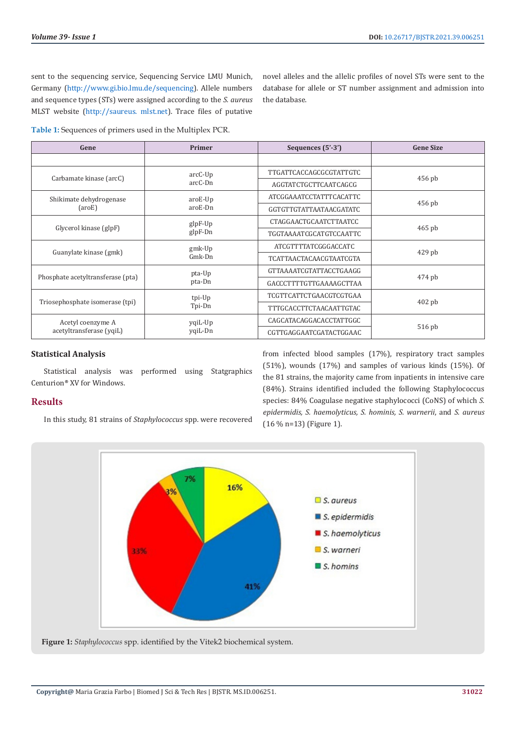sent to the sequencing service, Sequencing Service LMU Munich, Germany (http://www.gi.bio.lmu.de/sequencing). Allele numbers and sequence types (STs) were assigned according to the *S. aureus* MLST website (http://saureus. mlst.net). Trace files of putative novel alleles and the allelic profiles of novel STs were sent to the database for allele or ST number assignment and admission into the database.

**Table 1:** Sequences of primers used in the Multiplex PCR.

| Gene | Primer | Sequences (5'-3') | Gene Size |
|---|---|---|---|
| | | | |
| Carbamate kinase (arcC) | arcC-Up<br>arcC-Dn | TTGATTCACCAGCGCGTATTGTC | 456 pb |
| | | AGGTATCTGCTTCAATCAGCG | |
| Shikimate dehydrogenase (aroE) | aroE-Up<br>aroE-Dn | ATCGGAAATCCTATTTCACATTC | 456 pb |
| | | GGTGTTGTATTAATAACGATATC | |
| Glycerol kinase (glpF) | glpF-Up<br>glpF-Dn | CTAGGAACTGCAATCTTAATCC | 465 pb |
| | | TGGTAAAATCGCATGTCCAATTC | |
| Guanylate kinase (gmk) | gmk-Up<br>Gmk-Dn | ATCGTTTTATCGGGACCATC | 429 pb |
| | | TCATTAACTACAACGTAATCGTA | |
| Phosphate acetyltransferase (pta) | pta-Up<br>pta-Dn | GTTAAAATCGTATTACCTGAAGG | 474 pb |
| | | GACCCTTTTGTTGAAAAGCTTAA | |
| Triosephosphate isomerase (tpi) | tpi-Up<br>Tpi-Dn | TCGTTCATTCTGAACGTCGTGAA | 402 pb |
| | | TTTGCACCTTCTAACAATTGTAC | |
| Acetyl coenzyme A acetyltransferase (yqiL) | yqiL-Up<br>yqiL-Dn | CAGCATACAGGACACCTATTGGC | 516 pb |
| | | CGTTGAGGAATCGATACTGGAAC | |

### Statistical Analysis

Statistical analysis was performed using Statgraphics Centurion® XV for Windows.

## Results

In this study, 81 strains of *Staphylococcus* spp. were recovered from infected blood samples (17%), respiratory tract samples (51%), wounds (17%) and samples of various kinds (15%). Of the 81 strains, the majority came from inpatients in intensive care (84%). Strains identified included the following Staphylococcus species: 84% Coagulase negative staphylococci (CoNS) of which *S. epidermidis, S. haemolyticus, S. hominis, S. warnerii*, and *S. aureus* (16 % n=13) (Figure 1).

**Figure 1:** *Staphylococcus* spp. identified by the Vitek2 biochemical system.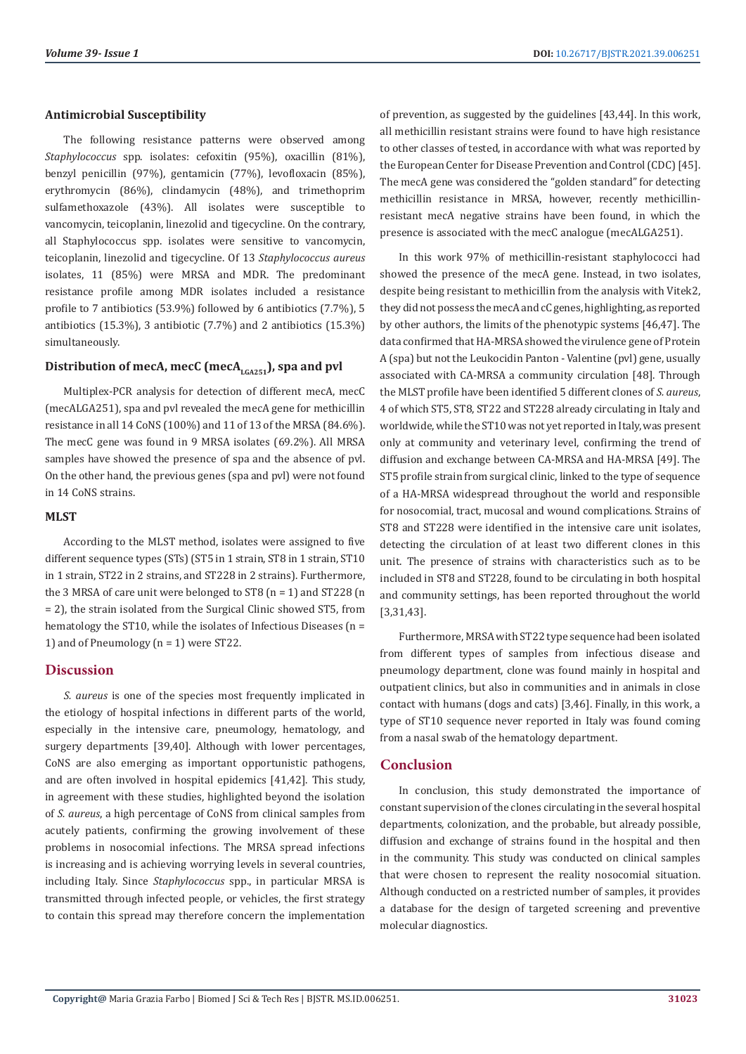### Antimicrobial Susceptibility

The following resistance patterns were observed among *Staphylococcus* spp. isolates: cefoxitin (95%), oxacillin (81%), benzyl penicillin (97%), gentamicin (77%), levofloxacin (85%), erythromycin (86%), clindamycin (48%), and trimethoprim sulfamethoxazole (43%). All isolates were susceptible to vancomycin, teicoplanin, linezolid and tigecycline. On the contrary, all Staphylococcus spp. isolates were sensitive to vancomycin, teicoplanin, linezolid and tigecycline. Of 13 *Staphylococcus aureus* isolates, 11 (85%) were MRSA and MDR. The predominant resistance profile among MDR isolates included a resistance profile to 7 antibiotics (53.9%) followed by 6 antibiotics (7.7%), 5 antibiotics (15.3%), 3 antibiotic (7.7%) and 2 antibiotics (15.3%) simultaneously.

### Distribution of mecA, mecC ($mecA_{LGA251}$), spa and pvl

Multiplex-PCR analysis for detection of different mecA, mecC (mecALGA251), spa and pvl revealed the mecA gene for methicillin resistance in all 14 CoNS (100%) and 11 of 13 of the MRSA (84.6%). The mecC gene was found in 9 MRSA isolates (69.2%). All MRSA samples have showed the presence of spa and the absence of pvl. On the other hand, the previous genes (spa and pvl) were not found in 14 CoNS strains.

### MLST

According to the MLST method, isolates were assigned to five different sequence types (STs) (ST5 in 1 strain, ST8 in 1 strain, ST10 in 1 strain, ST22 in 2 strains, and ST228 in 2 strains). Furthermore, the 3 MRSA of care unit were belonged to ST8 (n = 1) and ST228 (n = 2), the strain isolated from the Surgical Clinic showed ST5, from hematology the ST10, while the isolates of Infectious Diseases (n = 1) and of Pneumology (n = 1) were ST22.

## Discussion

*S. aureus* is one of the species most frequently implicated in the etiology of hospital infections in different parts of the world, especially in the intensive care, pneumology, hematology, and surgery departments [39,40]. Although with lower percentages, CoNS are also emerging as important opportunistic pathogens, and are often involved in hospital epidemics [41,42]. This study, in agreement with these studies, highlighted beyond the isolation of *S. aureus*, a high percentage of CoNS from clinical samples from acutely patients, confirming the growing involvement of these problems in nosocomial infections. The MRSA spread infections is increasing and is achieving worrying levels in several countries, including Italy. Since *Staphylococcus* spp., in particular MRSA is transmitted through infected people, or vehicles, the first strategy to contain this spread may therefore concern the implementation of prevention, as suggested by the guidelines [43,44]. In this work, all methicillin resistant strains were found to have high resistance to other classes of tested, in accordance with what was reported by the European Center for Disease Prevention and Control (CDC) [45]. The mecA gene was considered the "golden standard" for detecting methicillin resistance in MRSA, however, recently methicillin-resistant mecA negative strains have been found, in which the presence is associated with the mecC analogue (mecALGA251).

In this work 97% of methicillin-resistant staphylococci had showed the presence of the mecA gene. Instead, in two isolates, despite being resistant to methicillin from the analysis with Vitek2, they did not possess the mecA and cC genes, highlighting, as reported by other authors, the limits of the phenotypic systems [46,47]. The data confirmed that HA-MRSA showed the virulence gene of Protein A (spa) but not the Leukocidin Panton - Valentine (pvl) gene, usually associated with CA-MRSA a community circulation [48]. Through the MLST profile have been identified 5 different clones of *S. aureus*, 4 of which ST5, ST8, ST22 and ST228 already circulating in Italy and worldwide, while the ST10 was not yet reported in Italy, was present only at community and veterinary level, confirming the trend of diffusion and exchange between CA-MRSA and HA-MRSA [49]. The ST5 profile strain from surgical clinic, linked to the type of sequence of a HA-MRSA widespread throughout the world and responsible for nosocomial, tract, mucosal and wound complications. Strains of ST8 and ST228 were identified in the intensive care unit isolates, detecting the circulation of at least two different clones in this unit. The presence of strains with characteristics such as to be included in ST8 and ST228, found to be circulating in both hospital and community settings, has been reported throughout the world [3,31,43].

Furthermore, MRSA with ST22 type sequence had been isolated from different types of samples from infectious disease and pneumology department, clone was found mainly in hospital and outpatient clinics, but also in communities and in animals in close contact with humans (dogs and cats) [3,46]. Finally, in this work, a type of ST10 sequence never reported in Italy was found coming from a nasal swab of the hematology department.

## Conclusion

In conclusion, this study demonstrated the importance of constant supervision of the clones circulating in the several hospital departments, colonization, and the probable, but already possible, diffusion and exchange of strains found in the hospital and then in the community. This study was conducted on clinical samples that were chosen to represent the reality nosocomial situation. Although conducted on a restricted number of samples, it provides a database for the design of targeted screening and preventive molecular diagnostics.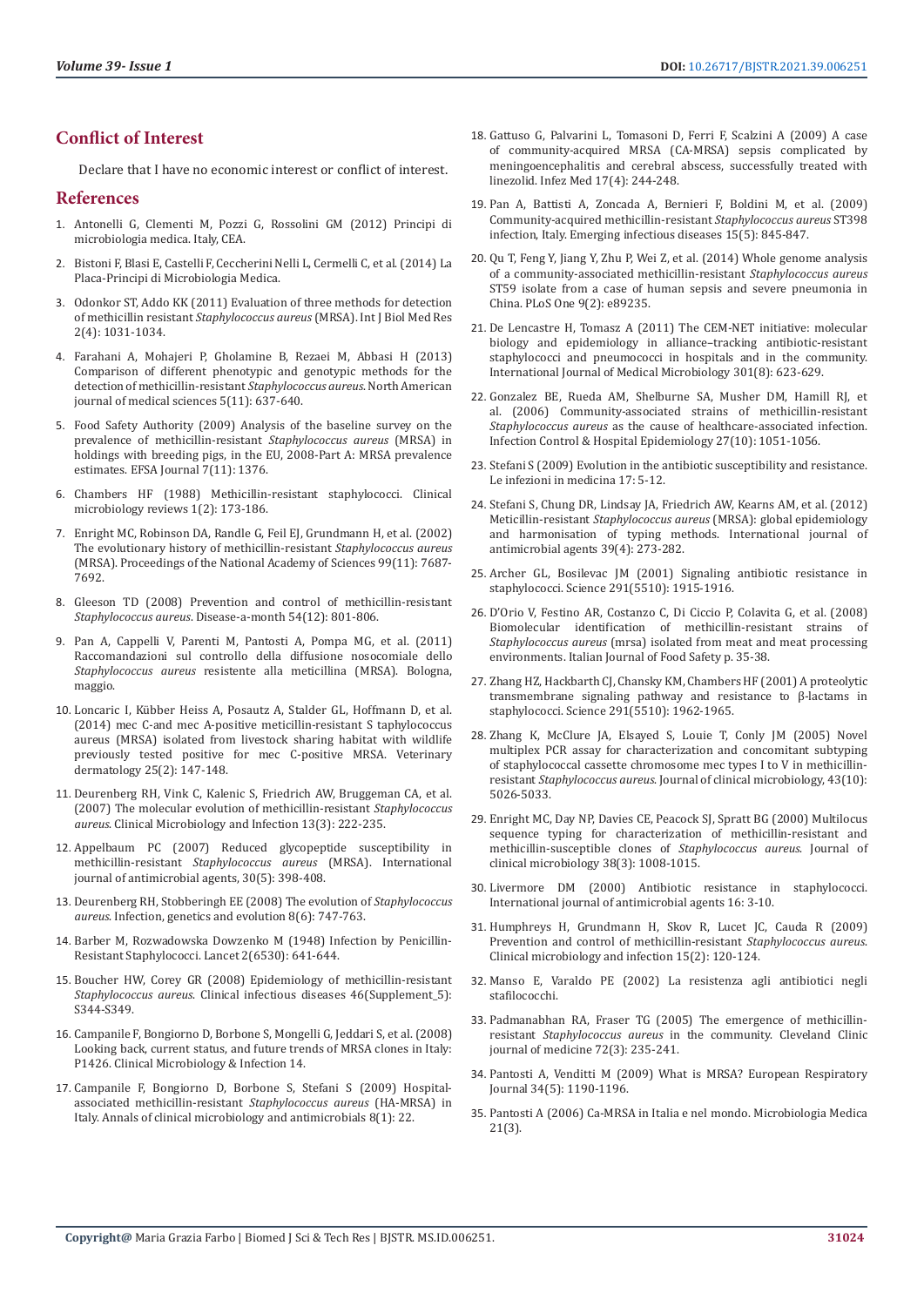## Conflict of Interest

Declare that I have no economic interest or conflict of interest.

## References

1. Antonelli G, Clementi M, Pozzi G, Rossolini GM (2012) Principi di microbiologia medica. Italy, CEA.
2. Bistoni F, Blasi E, Castelli F, Ceccherini Nelli L, Cermelli C, et al. (2014) La Placa-Principi di Microbiologia Medica.
3. Odonkor ST, Addo KK (2011) Evaluation of three methods for detection of methicillin resistant *Staphylococcus aureus* (MRSA). Int J Biol Med Res 2(4): 1031-1034.
4. Farahani A, Mohajeri P, Gholamine B, Rezaei M, Abbasi H (2013) Comparison of different phenotypic and genotypic methods for the detection of methicillin-resistant *Staphylococcus aureus*. North American journal of medical sciences 5(11): 637-640.
5. Food Safety Authority (2009) Analysis of the baseline survey on the prevalence of methicillin-resistant *Staphylococcus aureus* (MRSA) in holdings with breeding pigs, in the EU, 2008-Part A: MRSA prevalence estimates. EFSA Journal 7(11): 1376.
6. Chambers HF (1988) Methicillin-resistant staphylococci. Clinical microbiology reviews 1(2): 173-186.
7. Enright MC, Robinson DA, Randle G, Feil EJ, Grundmann H, et al. (2002) The evolutionary history of methicillin-resistant *Staphylococcus aureus* (MRSA). Proceedings of the National Academy of Sciences 99(11): 7687-7692.
8. Gleeson TD (2008) Prevention and control of methicillin-resistant *Staphylococcus aureus*. Disease-a-month 54(12): 801-806.
9. Pan A, Cappelli V, Parenti M, Pantosti A, Pompa MG, et al. (2011) Raccomandazioni sul controllo della diffusione nosocomiale dello *Staphylococcus aureus* resistente alla meticillina (MRSA). Bologna, maggio.
10. Loncaric I, Kübber Heiss A, Posautz A, Stalder GL, Hoffmann D, et al. (2014) mec C-and mec A-positive meticillin-resistant S taphylococcus aureus (MRSA) isolated from livestock sharing habitat with wildlife previously tested positive for mec C-positive MRSA. Veterinary dermatology 25(2): 147-148.
11. Deurenberg RH, Vink C, Kalenic S, Friedrich AW, Bruggeman CA, et al. (2007) The molecular evolution of methicillin-resistant *Staphylococcus aureus*. Clinical Microbiology and Infection 13(3): 222-235.
12. Appelbaum PC (2007) Reduced glycopeptide susceptibility in methicillin-resistant *Staphylococcus aureus* (MRSA). International journal of antimicrobial agents, 30(5): 398-408.
13. Deurenberg RH, Stobberingh EE (2008) The evolution of *Staphylococcus aureus*. Infection, genetics and evolution 8(6): 747-763.
14. Barber M, Rozwadowska Dowzenko M (1948) Infection by Penicillin-Resistant Staphylococci. Lancet 2(6530): 641-644.
15. Boucher HW, Corey GR (2008) Epidemiology of methicillin-resistant *Staphylococcus aureus*. Clinical infectious diseases 46(Supplement_5): S344-S349.
16. Campanile F, Bongiorno D, Borbone S, Mongelli G, Jeddari S, et al. (2008) Looking back, current status, and future trends of MRSA clones in Italy: P1426. Clinical Microbiology & Infection 14.
17. Campanile F, Bongiorno D, Borbone S, Stefani S (2009) Hospital-associated methicillin-resistant *Staphylococcus aureus* (HA-MRSA) in Italy. Annals of clinical microbiology and antimicrobials 8(1): 22.
18. Gattuso G, Palvarini L, Tomasoni D, Ferri F, Scalzini A (2009) A case of community-acquired MRSA (CA-MRSA) sepsis complicated by meningoencephalitis and cerebral abscess, successfully treated with linezolid. Infez Med 17(4): 244-248.
19. Pan A, Battisti A, Zoncada A, Bernieri F, Boldini M, et al. (2009) Community-acquired methicillin-resistant *Staphylococcus aureus* ST398 infection, Italy. Emerging infectious diseases 15(5): 845-847.
20. Qu T, Feng Y, Jiang Y, Zhu P, Wei Z, et al. (2014) Whole genome analysis of a community-associated methicillin-resistant *Staphylococcus aureus* ST59 isolate from a case of human sepsis and severe pneumonia in China. PLoS One 9(2): e89235.
21. De Lencastre H, Tomasz A (2011) The CEM-NET initiative: molecular biology and epidemiology in alliance–tracking antibiotic-resistant staphylococci and pneumococci in hospitals and in the community. International Journal of Medical Microbiology 301(8): 623-629.
22. Gonzalez BE, Rueda AM, Shelburne SA, Musher DM, Hamill RJ, et al. (2006) Community-associated strains of methicillin-resistant *Staphylococcus aureus* as the cause of healthcare-associated infection. Infection Control & Hospital Epidemiology 27(10): 1051-1056.
23. Stefani S (2009) Evolution in the antibiotic susceptibility and resistance. Le infezioni in medicina 17: 5-12.
24. Stefani S, Chung DR, Lindsay JA, Friedrich AW, Kearns AM, et al. (2012) Meticillin-resistant *Staphylococcus aureus* (MRSA): global epidemiology and harmonisation of typing methods. International journal of antimicrobial agents 39(4): 273-282.
25. Archer GL, Bosilevac JM (2001) Signaling antibiotic resistance in staphylococci. Science 291(5510): 1915-1916.
26. D'Orio V, Festino AR, Costanzo C, Di Ciccio P, Colavita G, et al. (2008) Biomolecular identification of methicillin-resistant strains of *Staphylococcus aureus* (mrsa) isolated from meat and meat processing environments. Italian Journal of Food Safety p. 35-38.
27. Zhang HZ, Hackbarth CJ, Chansky KM, Chambers HF (2001) A proteolytic transmembrane signaling pathway and resistance to β-lactams in staphylococci. Science 291(5510): 1962-1965.
28. Zhang K, McClure JA, Elsayed S, Louie T, Conly JM (2005) Novel multiplex PCR assay for characterization and concomitant subtyping of staphylococcal cassette chromosome mec types I to V in methicillin-resistant *Staphylococcus aureus*. Journal of clinical microbiology, 43(10): 5026-5033.
29. Enright MC, Day NP, Davies CE, Peacock SJ, Spratt BG (2000) Multilocus sequence typing for characterization of methicillin-resistant and methicillin-susceptible clones of *Staphylococcus aureus*. Journal of clinical microbiology 38(3): 1008-1015.
30. Livermore DM (2000) Antibiotic resistance in staphylococci. International journal of antimicrobial agents 16: 3-10.
31. Humphreys H, Grundmann H, Skov R, Lucet JC, Cauda R (2009) Prevention and control of methicillin-resistant *Staphylococcus aureus*. Clinical microbiology and infection 15(2): 120-124.
32. Manso E, Varaldo PE (2002) La resistenza agli antibiotici negli stafilococchi.
33. Padmanabhan RA, Fraser TG (2005) The emergence of methicillin-resistant *Staphylococcus aureus* in the community. Cleveland Clinic journal of medicine 72(3): 235-241.
34. Pantosti A, Venditti M (2009) What is MRSA? European Respiratory Journal 34(5): 1190-1196.
35. Pantosti A (2006) Ca-MRSA in Italia e nel mondo. Microbiologia Medica 21(3).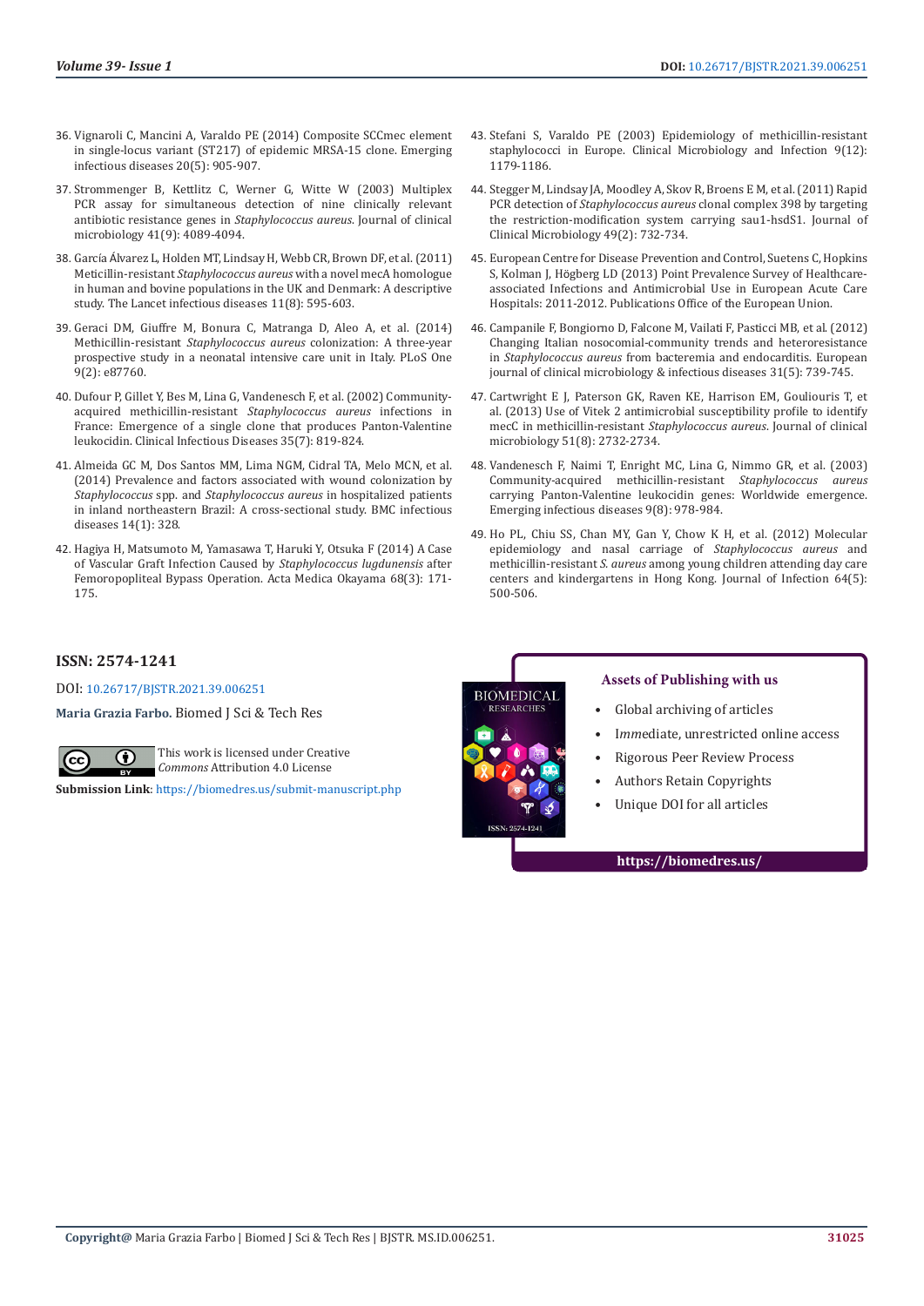36. Vignaroli C, Mancini A, Varaldo PE (2014) Composite SCCmec element in single-locus variant (ST217) of epidemic MRSA-15 clone. Emerging infectious diseases 20(5): 905-907.
37. Strommenger B, Kettlitz C, Werner G, Witte W (2003) Multiplex PCR assay for simultaneous detection of nine clinically relevant antibiotic resistance genes in *Staphylococcus aureus*. Journal of clinical microbiology 41(9): 4089-4094.
38. García Álvarez L, Holden MT, Lindsay H, Webb CR, Brown DF, et al. (2011) Meticillin-resistant *Staphylococcus aureus* with a novel mecA homologue in human and bovine populations in the UK and Denmark: A descriptive study. The Lancet infectious diseases 11(8): 595-603.
39. Geraci DM, Giuffre M, Bonura C, Matranga D, Aleo A, et al. (2014) Methicillin-resistant *Staphylococcus aureus* colonization: A three-year prospective study in a neonatal intensive care unit in Italy. PLoS One 9(2): e87760.
40. Dufour P, Gillet Y, Bes M, Lina G, Vandenesch F, et al. (2002) Community-acquired methicillin-resistant *Staphylococcus aureus* infections in France: Emergence of a single clone that produces Panton-Valentine leukocidin. Clinical Infectious Diseases 35(7): 819-824.
41. Almeida GC M, Dos Santos MM, Lima NGM, Cidral TA, Melo MCN, et al. (2014) Prevalence and factors associated with wound colonization by *Staphylococcus* spp. and *Staphylococcus aureus* in hospitalized patients in inland northeastern Brazil: A cross-sectional study. BMC infectious diseases 14(1): 328.
42. Hagiya H, Matsumoto M, Yamasawa T, Haruki Y, Otsuka F (2014) A Case of Vascular Graft Infection Caused by *Staphylococcus lugdunensis* after Femoropopliteal Bypass Operation. Acta Medica Okayama 68(3): 171-175.
43. Stefani S, Varaldo PE (2003) Epidemiology of methicillin-resistant staphylococci in Europe. Clinical Microbiology and Infection 9(12): 1179-1186.
44. Stegger M, Lindsay JA, Moodley A, Skov R, Broens E M, et al. (2011) Rapid PCR detection of *Staphylococcus aureus* clonal complex 398 by targeting the restriction-modification system carrying sau1-hsdS1. Journal of Clinical Microbiology 49(2): 732-734.
45. European Centre for Disease Prevention and Control, Suetens C, Hopkins S, Kolman J, Högberg LD (2013) Point Prevalence Survey of Healthcare-associated Infections and Antimicrobial Use in European Acute Care Hospitals: 2011-2012. Publications Office of the European Union.
46. Campanile F, Bongiorno D, Falcone M, Vailati F, Pasticci MB, et al. (2012) Changing Italian nosocomial-community trends and heteroresistance in *Staphylococcus aureus* from bacteremia and endocarditis. European journal of clinical microbiology & infectious diseases 31(5): 739-745.
47. Cartwright E J, Paterson GK, Raven KE, Harrison EM, Gouliouris T, et al. (2013) Use of Vitek 2 antimicrobial susceptibility profile to identify mecC in methicillin-resistant *Staphylococcus aureus*. Journal of clinical microbiology 51(8): 2732-2734.
48. Vandenesch F, Naimi T, Enright MC, Lina G, Nimmo GR, et al. (2003) Community-acquired methicillin-resistant *Staphylococcus aureus* carrying Panton-Valentine leukocidin genes: Worldwide emergence. Emerging infectious diseases 9(8): 978-984.
49. Ho PL, Chiu SS, Chan MY, Gan Y, Chow K H, et al. (2012) Molecular epidemiology and nasal carriage of *Staphylococcus aureus* and methicillin-resistant *S. aureus* among young children attending day care centers and kindergartens in Hong Kong. Journal of Infection 64(5): 500-506.

**ISSN: 2574-1241**

DOI: 10.26717/BJSTR.2021.39.006251

**Maria Grazia Farbo.** Biomed J Sci & Tech Res

This work is licensed under Creative *Commons* Attribution 4.0 License

**Submission Link**: https://biomedres.us/submit-manuscript.php

**Assets of Publishing with us**

- Global archiving of articles
- Immediate, unrestricted online access
- Rigorous Peer Review Process
- Authors Retain Copyrights
- Unique DOI for all articles

**https://biomedres.us/**